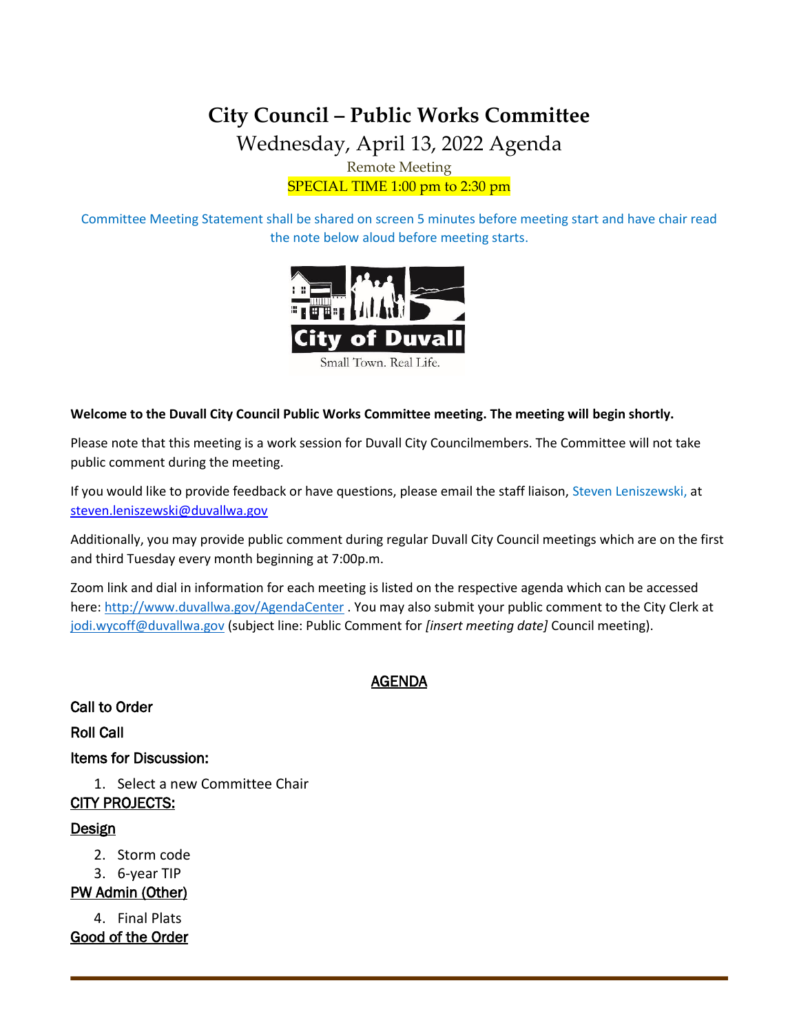# City Council – Public Works Committee

## Wednesday, April 13, 2022 Agenda

Remote Meeting

SPECIAL TIME 1:00 pm to 2:30 pm

Committee Meeting Statement shall be shared on screen 5 minutes before meeting start and have chair read the note below aloud before meeting starts.

City of Duvall

Small Town. Real Life.

**Welcome to the Duvall City Council Public Works Committee meeting. The meeting will begin shortly.**

Please note that this meeting is a work session for Duvall City Councilmembers. The Committee will not take public comment during the meeting.

If you would like to provide feedback or have questions, please email the staff liaison, Steven Leniszewski, at steven.leniszewski@duvallwa.gov

Additionally, you may provide public comment during regular Duvall City Council meetings which are on the first and third Tuesday every month beginning at 7:00p.m.

Zoom link and dial in information for each meeting is listed on the respective agenda which can be accessed here: http://www.duvallwa.gov/AgendaCenter . You may also submit your public comment to the City Clerk at jodi.wycoff@duvallwa.gov (subject line: Public Comment for *[insert meeting date]* Council meeting).

## AGENDA

**Call to Order**

**Roll Call**

**Items for Discussion:**

1. Select a new Committee Chair

**CITY PROJECTS:**

**Design**

2. Storm code
3. 6-year TIP

**PW Admin (Other)**

4. Final Plats

**Good of the Order**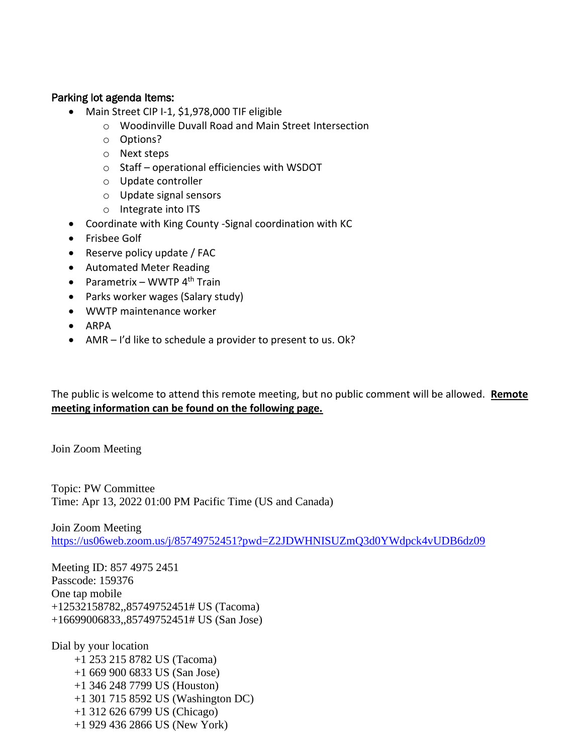Parking lot agenda Items:

- Main Street CIP I-1, $1,978,000 TIF eligible
  - Woodinville Duvall Road and Main Street Intersection
  - Options?
  - Next steps
  - Staff – operational efficiencies with WSDOT
  - Update controller
  - Update signal sensors
  - Integrate into ITS
- Coordinate with King County -Signal coordination with KC
- Frisbee Golf
- Reserve policy update / FAC
- Automated Meter Reading
- Parametrix – WWTP 4th Train
- Parks worker wages (Salary study)
- WWTP maintenance worker
- ARPA
- AMR – I'd like to schedule a provider to present to us. Ok?

The public is welcome to attend this remote meeting, but no public comment will be allowed. **Remote meeting information can be found on the following page.**

Join Zoom Meeting

Topic: PW Committee
Time: Apr 13, 2022 01:00 PM Pacific Time (US and Canada)

Join Zoom Meeting
https://us06web.zoom.us/j/85749752451?pwd=Z2JDWHNISUZmQ3d0YWdpck4vUDB6dz09

Meeting ID: 857 4975 2451
Passcode: 159376
One tap mobile
+12532158782,,85749752451# US (Tacoma)
+16699006833,,85749752451# US (San Jose)

Dial by your location
+1 253 215 8782 US (Tacoma)
+1 669 900 6833 US (San Jose)
+1 346 248 7799 US (Houston)
+1 301 715 8592 US (Washington DC)
+1 312 626 6799 US (Chicago)
+1 929 436 2866 US (New York)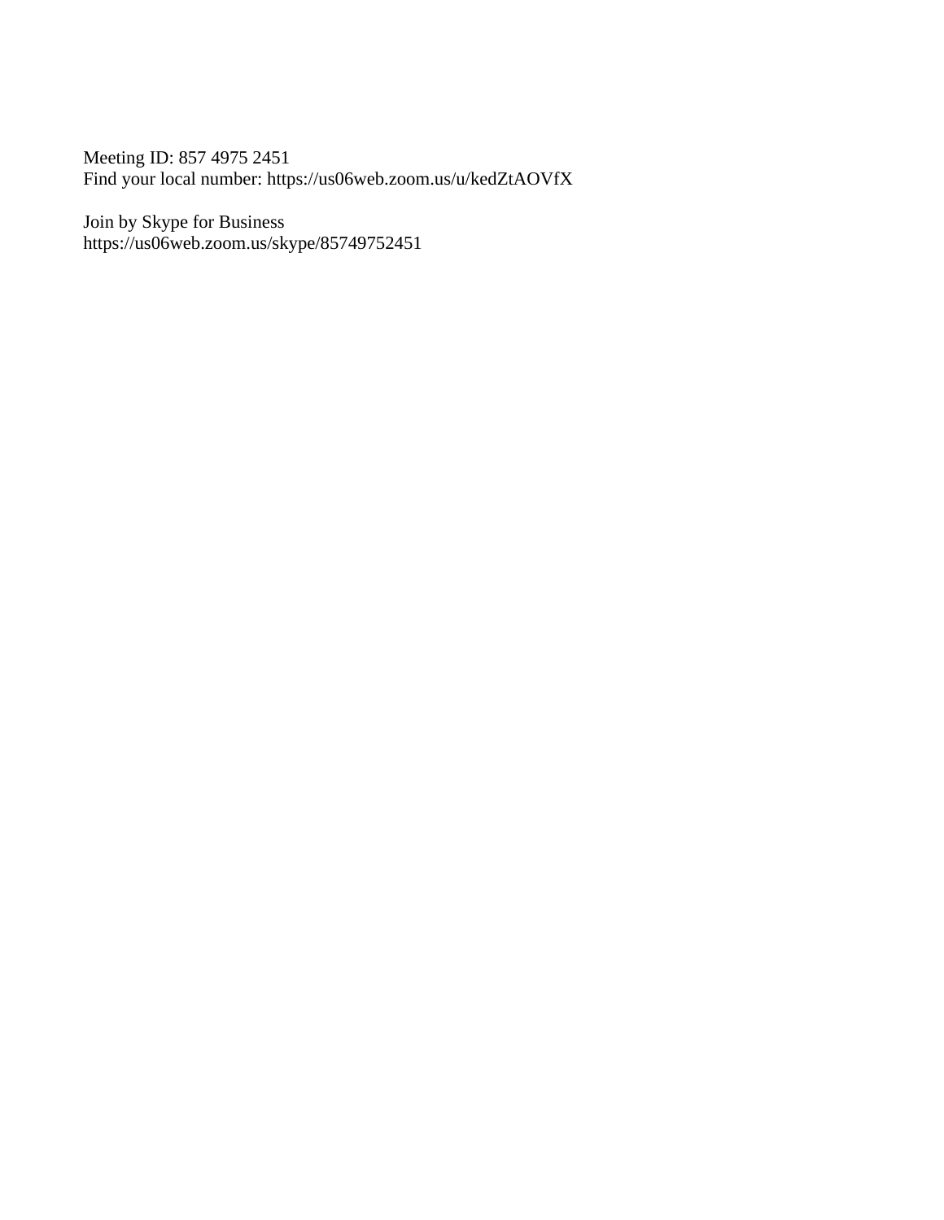Meeting ID: 857 4975 2451
Find your local number: https://us06web.zoom.us/u/kedZtAOVfX

Join by Skype for Business
https://us06web.zoom.us/skype/85749752451